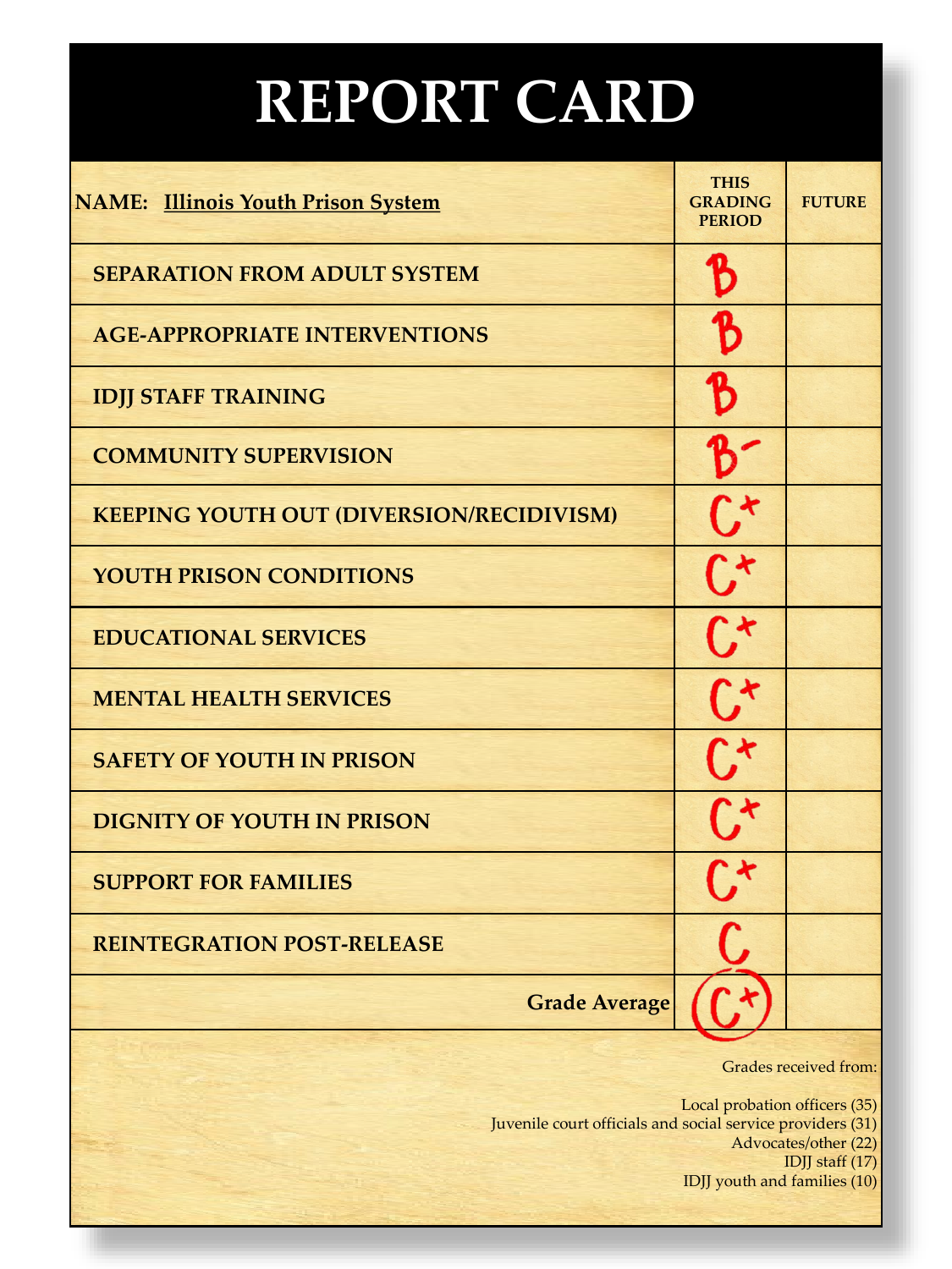# REPORT CARD

| NAME: Illinois Youth Prison System | THIS GRADING PERIOD | FUTURE |
|---|---|---|
| SEPARATION FROM ADULT SYSTEM | B | |
| AGE-APPROPRIATE INTERVENTIONS | B | |
| IDJJ STAFF TRAINING | B | |
| COMMUNITY SUPERVISION | B- | |
| KEEPING YOUTH OUT (DIVERSION/RECIDIVISM) | C+ | |
| YOUTH PRISON CONDITIONS | C+ | |
| EDUCATIONAL SERVICES | C+ | |
| MENTAL HEALTH SERVICES | C+ | |
| SAFETY OF YOUTH IN PRISON | C+ | |
| DIGNITY OF YOUTH IN PRISON | C+ | |
| SUPPORT FOR FAMILIES | C+ | |
| REINTEGRATION POST-RELEASE | C | |
| **Grade Average** | C+ | |

Grades received from:

Local probation officers (35)
Juvenile court officials and social service providers (31)
Advocates/other (22)
IDJJ staff (17)
IDJJ youth and families (10)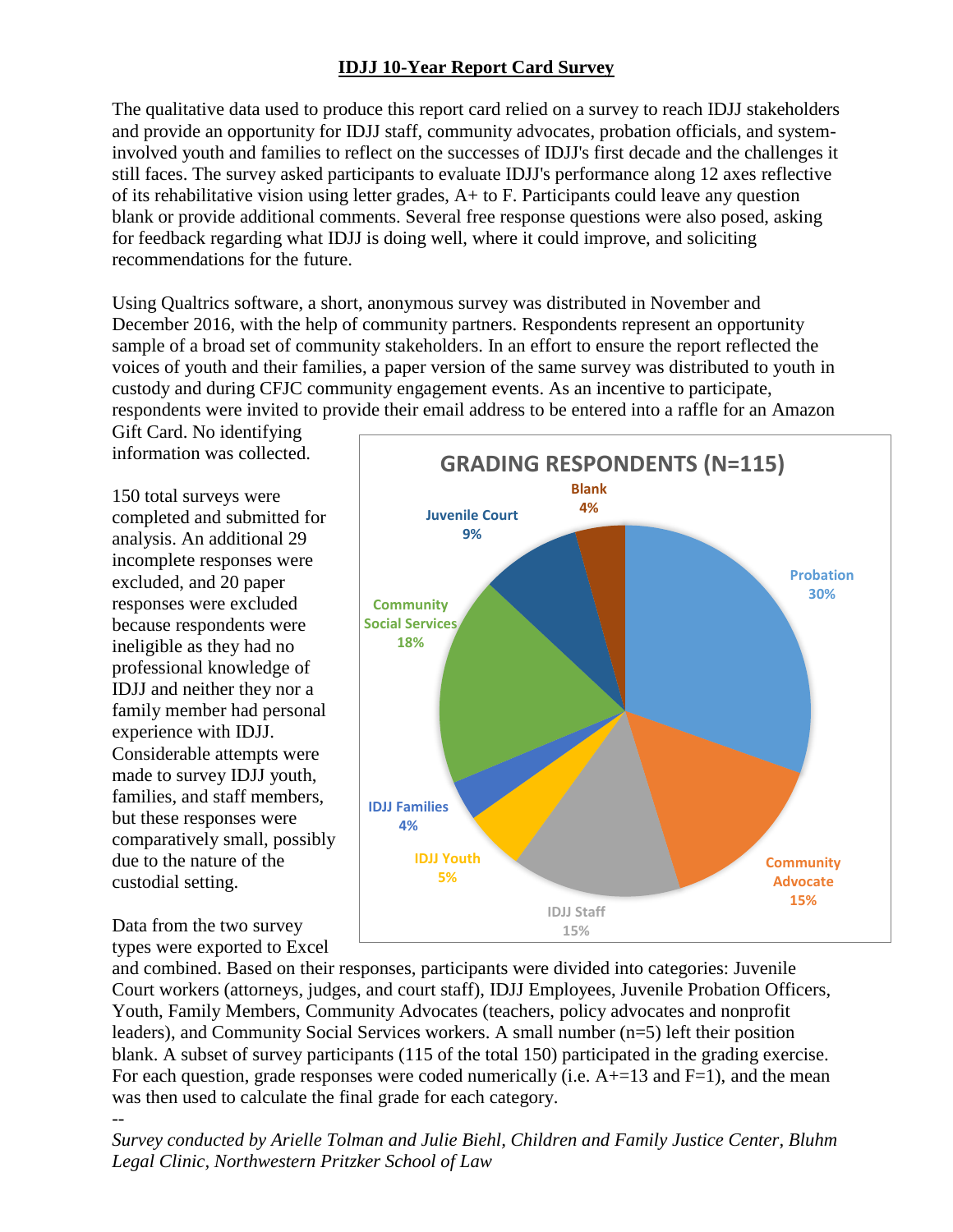## IDJJ 10-Year Report Card Survey

The qualitative data used to produce this report card relied on a survey to reach IDJJ stakeholders and provide an opportunity for IDJJ staff, community advocates, probation officials, and system-involved youth and families to reflect on the successes of IDJJ's first decade and the challenges it still faces. The survey asked participants to evaluate IDJJ's performance along 12 axes reflective of its rehabilitative vision using letter grades, A+ to F. Participants could leave any question blank or provide additional comments. Several free response questions were also posed, asking for feedback regarding what IDJJ is doing well, where it could improve, and soliciting recommendations for the future.

Using Qualtrics software, a short, anonymous survey was distributed in November and December 2016, with the help of community partners. Respondents represent an opportunity sample of a broad set of community stakeholders. In an effort to ensure the report reflected the voices of youth and their families, a paper version of the same survey was distributed to youth in custody and during CFJC community engagement events. As an incentive to participate, respondents were invited to provide their email address to be entered into a raffle for an Amazon Gift Card. No identifying information was collected.

150 total surveys were completed and submitted for analysis. An additional 29 incomplete responses were excluded, and 20 paper responses were excluded because respondents were ineligible as they had no professional knowledge of IDJJ and neither they nor a family member had personal experience with IDJJ. Considerable attempts were made to survey IDJJ youth, families, and staff members, but these responses were comparatively small, possibly due to the nature of the custodial setting.

GRADING RESPONDENTS (N=115)

Probation 30%
Community Advocate 15%
IDJJ Staff 15%
IDJJ Youth 5%
IDJJ Families 4%
Community Social Services 18%
Juvenile Court 9%
Blank 4%

Data from the two survey types were exported to Excel and combined. Based on their responses, participants were divided into categories: Juvenile Court workers (attorneys, judges, and court staff), IDJJ Employees, Juvenile Probation Officers, Youth, Family Members, Community Advocates (teachers, policy advocates and nonprofit leaders), and Community Social Services workers. A small number (n=5) left their position blank. A subset of survey participants (115 of the total 150) participated in the grading exercise. For each question, grade responses were coded numerically (i.e. A+=13 and F=1), and the mean was then used to calculate the final grade for each category.

--

*Survey conducted by Arielle Tolman and Julie Biehl, Children and Family Justice Center, Bluhm Legal Clinic, Northwestern Pritzker School of Law*